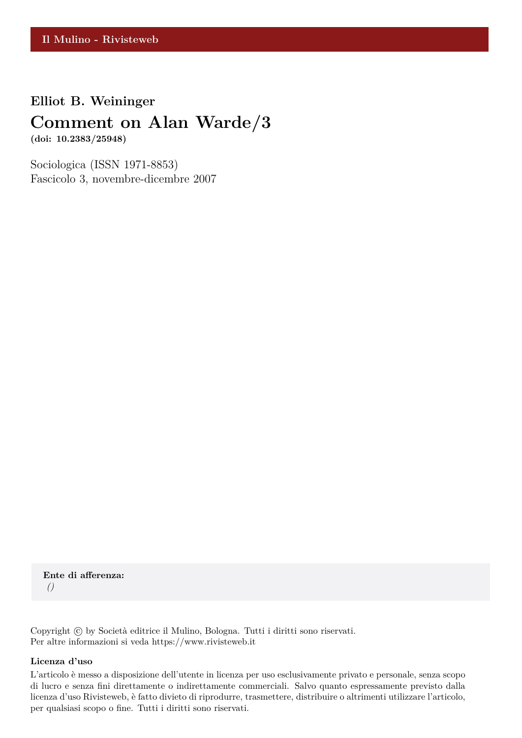Il Mulino - Rivisteweb

**Elliot B. Weininger**

# Comment on Alan Warde/3

**(doi: 10.2383/25948)**

Sociologica (ISSN 1971-8853)
Fascicolo 3, novembre-dicembre 2007

**Ente di afferenza:**
*()*

Copyright © by Società editrice il Mulino, Bologna. Tutti i diritti sono riservati.
Per altre informazioni si veda https://www.rivisteweb.it

**Licenza d'uso**

L'articolo è messo a disposizione dell'utente in licenza per uso esclusivamente privato e personale, senza scopo di lucro e senza fini direttamente o indirettamente commerciali. Salvo quanto espressamente previsto dalla licenza d'uso Rivisteweb, è fatto divieto di riprodurre, trasmettere, distribuire o altrimenti utilizzare l'articolo, per qualsiasi scopo o fine. Tutti i diritti sono riservati.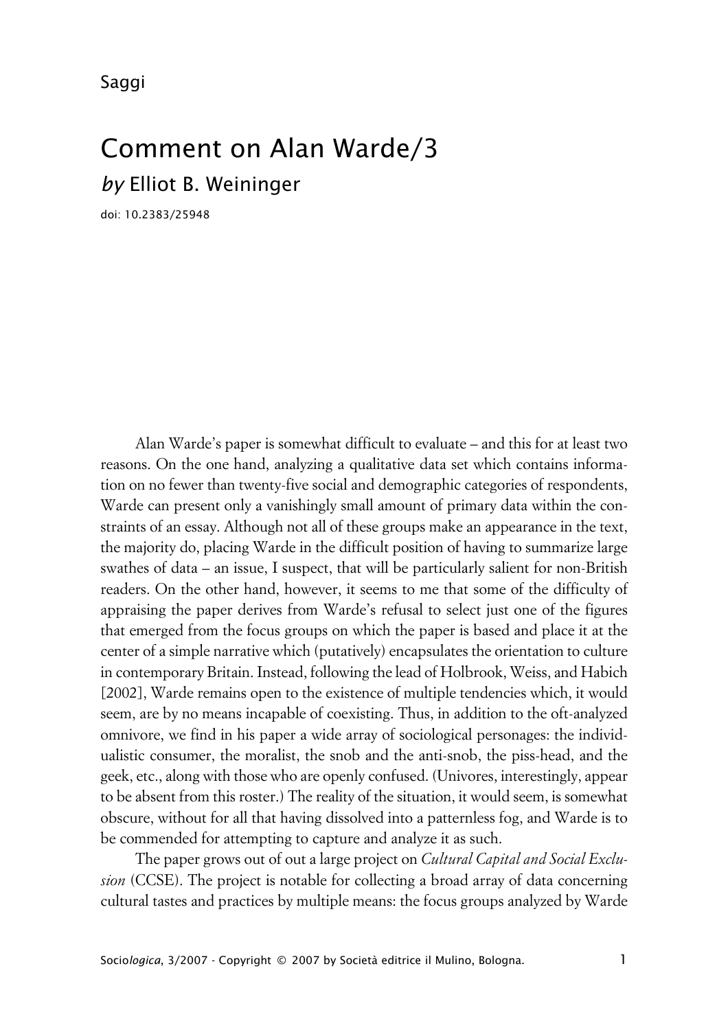Saggi

# Comment on Alan Warde/3

## *by* Elliot B. Weininger

doi: 10.2383/25948

Alan Warde's paper is somewhat difficult to evaluate – and this for at least two reasons. On the one hand, analyzing a qualitative data set which contains information on no fewer than twenty-five social and demographic categories of respondents, Warde can present only a vanishingly small amount of primary data within the constraints of an essay. Although not all of these groups make an appearance in the text, the majority do, placing Warde in the difficult position of having to summarize large swathes of data – an issue, I suspect, that will be particularly salient for non-British readers. On the other hand, however, it seems to me that some of the difficulty of appraising the paper derives from Warde's refusal to select just one of the figures that emerged from the focus groups on which the paper is based and place it at the center of a simple narrative which (putatively) encapsulates the orientation to culture in contemporary Britain. Instead, following the lead of Holbrook, Weiss, and Habich [2002], Warde remains open to the existence of multiple tendencies which, it would seem, are by no means incapable of coexisting. Thus, in addition to the oft-analyzed omnivore, we find in his paper a wide array of sociological personages: the individualistic consumer, the moralist, the snob and the anti-snob, the piss-head, and the geek, etc., along with those who are openly confused. (Univores, interestingly, appear to be absent from this roster.) The reality of the situation, it would seem, is somewhat obscure, without for all that having dissolved into a patternless fog, and Warde is to be commended for attempting to capture and analyze it as such.

The paper grows out of out a large project on *Cultural Capital and Social Exclusion* (CCSE). The project is notable for collecting a broad array of data concerning cultural tastes and practices by multiple means: the focus groups analyzed by Warde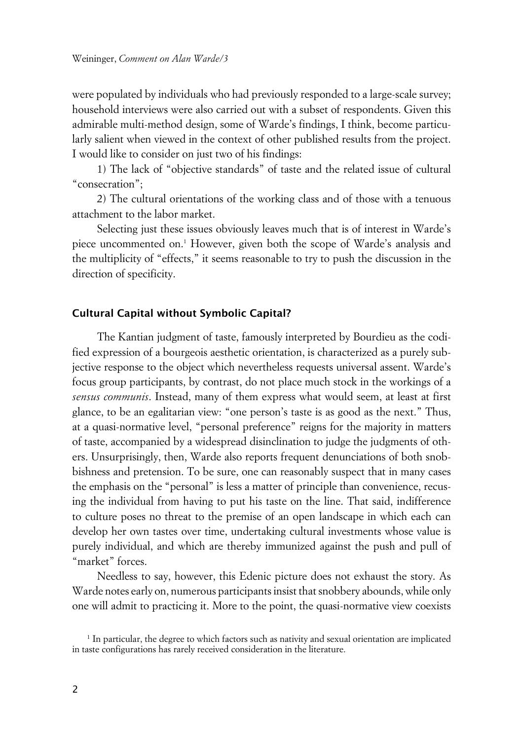were populated by individuals who had previously responded to a large-scale survey; household interviews were also carried out with a subset of respondents. Given this admirable multi-method design, some of Warde's findings, I think, become particularly salient when viewed in the context of other published results from the project. I would like to consider on just two of his findings:

1) The lack of "objective standards" of taste and the related issue of cultural "consecration";

2) The cultural orientations of the working class and of those with a tenuous attachment to the labor market.

Selecting just these issues obviously leaves much that is of interest in Warde's piece uncommented on.[1] However, given both the scope of Warde's analysis and the multiplicity of "effects," it seems reasonable to try to push the discussion in the direction of specificity.

## Cultural Capital without Symbolic Capital?

The Kantian judgment of taste, famously interpreted by Bourdieu as the codified expression of a bourgeois aesthetic orientation, is characterized as a purely subjective response to the object which nevertheless requests universal assent. Warde's focus group participants, by contrast, do not place much stock in the workings of a *sensus communis*. Instead, many of them express what would seem, at least at first glance, to be an egalitarian view: "one person's taste is as good as the next." Thus, at a quasi-normative level, "personal preference" reigns for the majority in matters of taste, accompanied by a widespread disinclination to judge the judgments of others. Unsurprisingly, then, Warde also reports frequent denunciations of both snobbishness and pretension. To be sure, one can reasonably suspect that in many cases the emphasis on the "personal" is less a matter of principle than convenience, recusing the individual from having to put his taste on the line. That said, indifference to culture poses no threat to the premise of an open landscape in which each can develop her own tastes over time, undertaking cultural investments whose value is purely individual, and which are thereby immunized against the push and pull of "market" forces.

Needless to say, however, this Edenic picture does not exhaust the story. As Warde notes early on, numerous participants insist that snobbery abounds, while only one will admit to practicing it. More to the point, the quasi-normative view coexists

[1] In particular, the degree to which factors such as nativity and sexual orientation are implicated in taste configurations has rarely received consideration in the literature.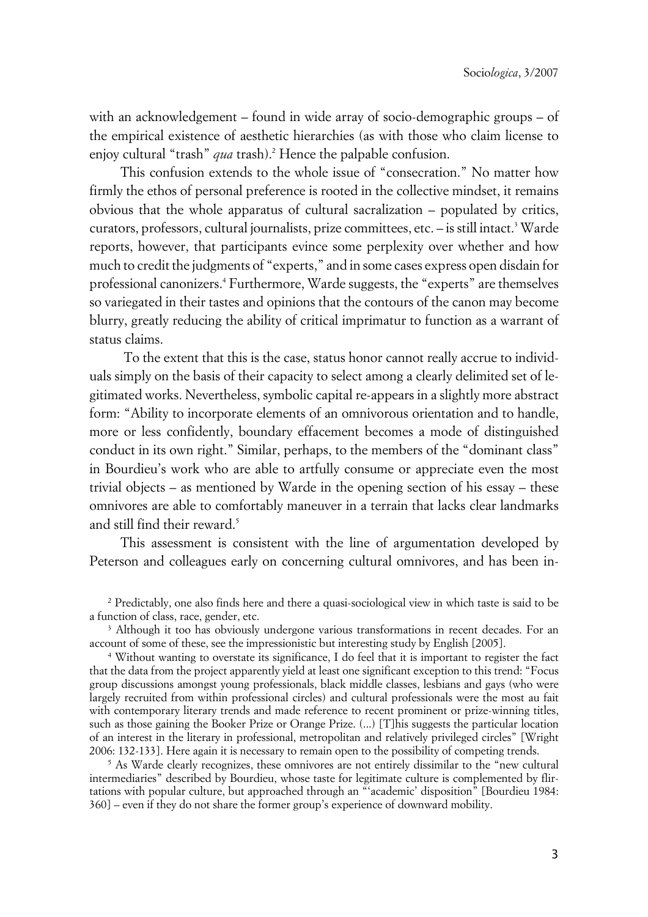with an acknowledgement – found in wide array of socio-demographic groups – of the empirical existence of aesthetic hierarchies (as with those who claim license to enjoy cultural "trash" *qua* trash).[2] Hence the palpable confusion.

This confusion extends to the whole issue of "consecration." No matter how firmly the ethos of personal preference is rooted in the collective mindset, it remains obvious that the whole apparatus of cultural sacralization – populated by critics, curators, professors, cultural journalists, prize committees, etc. – is still intact.[3] Warde reports, however, that participants evince some perplexity over whether and how much to credit the judgments of "experts," and in some cases express open disdain for professional canonizers.[4] Furthermore, Warde suggests, the "experts" are themselves so variegated in their tastes and opinions that the contours of the canon may become blurry, greatly reducing the ability of critical imprimatur to function as a warrant of status claims.

To the extent that this is the case, status honor cannot really accrue to individuals simply on the basis of their capacity to select among a clearly delimited set of legitimated works. Nevertheless, symbolic capital re-appears in a slightly more abstract form: "Ability to incorporate elements of an omnivorous orientation and to handle, more or less confidently, boundary effacement becomes a mode of distinguished conduct in its own right." Similar, perhaps, to the members of the "dominant class" in Bourdieu's work who are able to artfully consume or appreciate even the most trivial objects – as mentioned by Warde in the opening section of his essay – these omnivores are able to comfortably maneuver in a terrain that lacks clear landmarks and still find their reward.[5]

This assessment is consistent with the line of argumentation developed by Peterson and colleagues early on concerning cultural omnivores, and has been in-

---

[2] Predictably, one also finds here and there a quasi-sociological view in which taste is said to be a function of class, race, gender, etc.

[3] Although it too has obviously undergone various transformations in recent decades. For an account of some of these, see the impressionistic but interesting study by English [2005].

[4] Without wanting to overstate its significance, I do feel that it is important to register the fact that the data from the project apparently yield at least one significant exception to this trend: "Focus group discussions amongst young professionals, black middle classes, lesbians and gays (who were largely recruited from within professional circles) and cultural professionals were the most au fait with contemporary literary trends and made reference to recent prominent or prize-winning titles, such as those gaining the Booker Prize or Orange Prize. (...) [T]his suggests the particular location of an interest in the literary in professional, metropolitan and relatively privileged circles" [Wright 2006: 132-133]. Here again it is necessary to remain open to the possibility of competing trends.

[5] As Warde clearly recognizes, these omnivores are not entirely dissimilar to the "new cultural intermediaries" described by Bourdieu, whose taste for legitimate culture is complemented by flirtations with popular culture, but approached through an "'academic' disposition" [Bourdieu 1984: 360] – even if they do not share the former group's experience of downward mobility.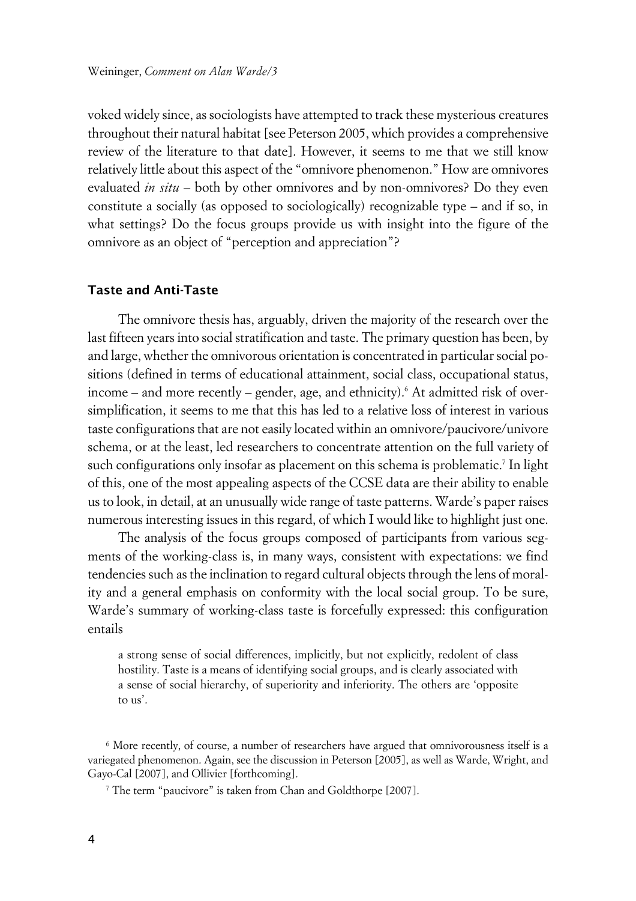voked widely since, as sociologists have attempted to track these mysterious creatures throughout their natural habitat [see Peterson 2005, which provides a comprehensive review of the literature to that date]. However, it seems to me that we still know relatively little about this aspect of the "omnivore phenomenon." How are omnivores evaluated *in situ* – both by other omnivores and by non-omnivores? Do they even constitute a socially (as opposed to sociologically) recognizable type – and if so, in what settings? Do the focus groups provide us with insight into the figure of the omnivore as an object of "perception and appreciation"?

## Taste and Anti-Taste

The omnivore thesis has, arguably, driven the majority of the research over the last fifteen years into social stratification and taste. The primary question has been, by and large, whether the omnivorous orientation is concentrated in particular social positions (defined in terms of educational attainment, social class, occupational status, income – and more recently – gender, age, and ethnicity).[6] At admitted risk of oversimplification, it seems to me that this has led to a relative loss of interest in various taste configurations that are not easily located within an omnivore/paucivore/univore schema, or at the least, led researchers to concentrate attention on the full variety of such configurations only insofar as placement on this schema is problematic.[7] In light of this, one of the most appealing aspects of the CCSE data are their ability to enable us to look, in detail, at an unusually wide range of taste patterns. Warde's paper raises numerous interesting issues in this regard, of which I would like to highlight just one.

The analysis of the focus groups composed of participants from various segments of the working-class is, in many ways, consistent with expectations: we find tendencies such as the inclination to regard cultural objects through the lens of morality and a general emphasis on conformity with the local social group. To be sure, Warde's summary of working-class taste is forcefully expressed: this configuration entails

> a strong sense of social differences, implicitly, but not explicitly, redolent of class hostility. Taste is a means of identifying social groups, and is clearly associated with a sense of social hierarchy, of superiority and inferiority. The others are 'opposite to us'.

[6] More recently, of course, a number of researchers have argued that omnivorousness itself is a variegated phenomenon. Again, see the discussion in Peterson [2005], as well as Warde, Wright, and Gayo-Cal [2007], and Ollivier [forthcoming].

[7] The term "paucivore" is taken from Chan and Goldthorpe [2007].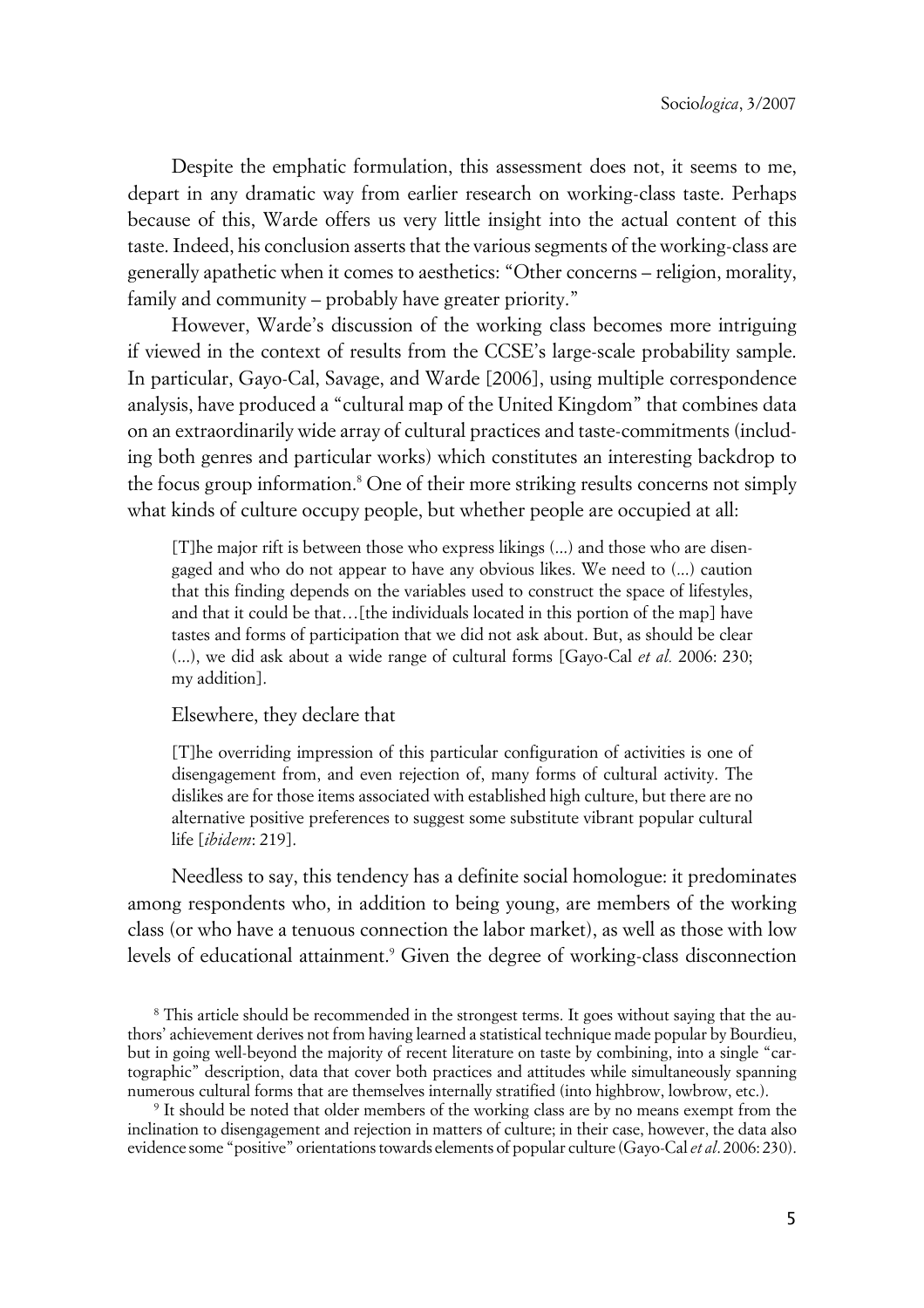Despite the emphatic formulation, this assessment does not, it seems to me, depart in any dramatic way from earlier research on working-class taste. Perhaps because of this, Warde offers us very little insight into the actual content of this taste. Indeed, his conclusion asserts that the various segments of the working-class are generally apathetic when it comes to aesthetics: "Other concerns – religion, morality, family and community – probably have greater priority."

However, Warde's discussion of the working class becomes more intriguing if viewed in the context of results from the CCSE's large-scale probability sample. In particular, Gayo-Cal, Savage, and Warde [2006], using multiple correspondence analysis, have produced a "cultural map of the United Kingdom" that combines data on an extraordinarily wide array of cultural practices and taste-commitments (including both genres and particular works) which constitutes an interesting backdrop to the focus group information.[8] One of their more striking results concerns not simply what kinds of culture occupy people, but whether people are occupied at all:

> [T]he major rift is between those who express likings (...) and those who are disengaged and who do not appear to have any obvious likes. We need to (...) caution that this finding depends on the variables used to construct the space of lifestyles, and that it could be that…[the individuals located in this portion of the map] have tastes and forms of participation that we did not ask about. But, as should be clear (...), we did ask about a wide range of cultural forms [Gayo-Cal *et al.* 2006: 230; my addition].

Elsewhere, they declare that

> [T]he overriding impression of this particular configuration of activities is one of disengagement from, and even rejection of, many forms of cultural activity. The dislikes are for those items associated with established high culture, but there are no alternative positive preferences to suggest some substitute vibrant popular cultural life [*ibidem*: 219].

Needless to say, this tendency has a definite social homologue: it predominates among respondents who, in addition to being young, are members of the working class (or who have a tenuous connection the labor market), as well as those with low levels of educational attainment.[9] Given the degree of working-class disconnection

[8] This article should be recommended in the strongest terms. It goes without saying that the authors' achievement derives not from having learned a statistical technique made popular by Bourdieu, but in going well-beyond the majority of recent literature on taste by combining, into a single "cartographic" description, data that cover both practices and attitudes while simultaneously spanning numerous cultural forms that are themselves internally stratified (into highbrow, lowbrow, etc.).

[9] It should be noted that older members of the working class are by no means exempt from the inclination to disengagement and rejection in matters of culture; in their case, however, the data also evidence some "positive" orientations towards elements of popular culture (Gayo-Cal *et al.* 2006: 230).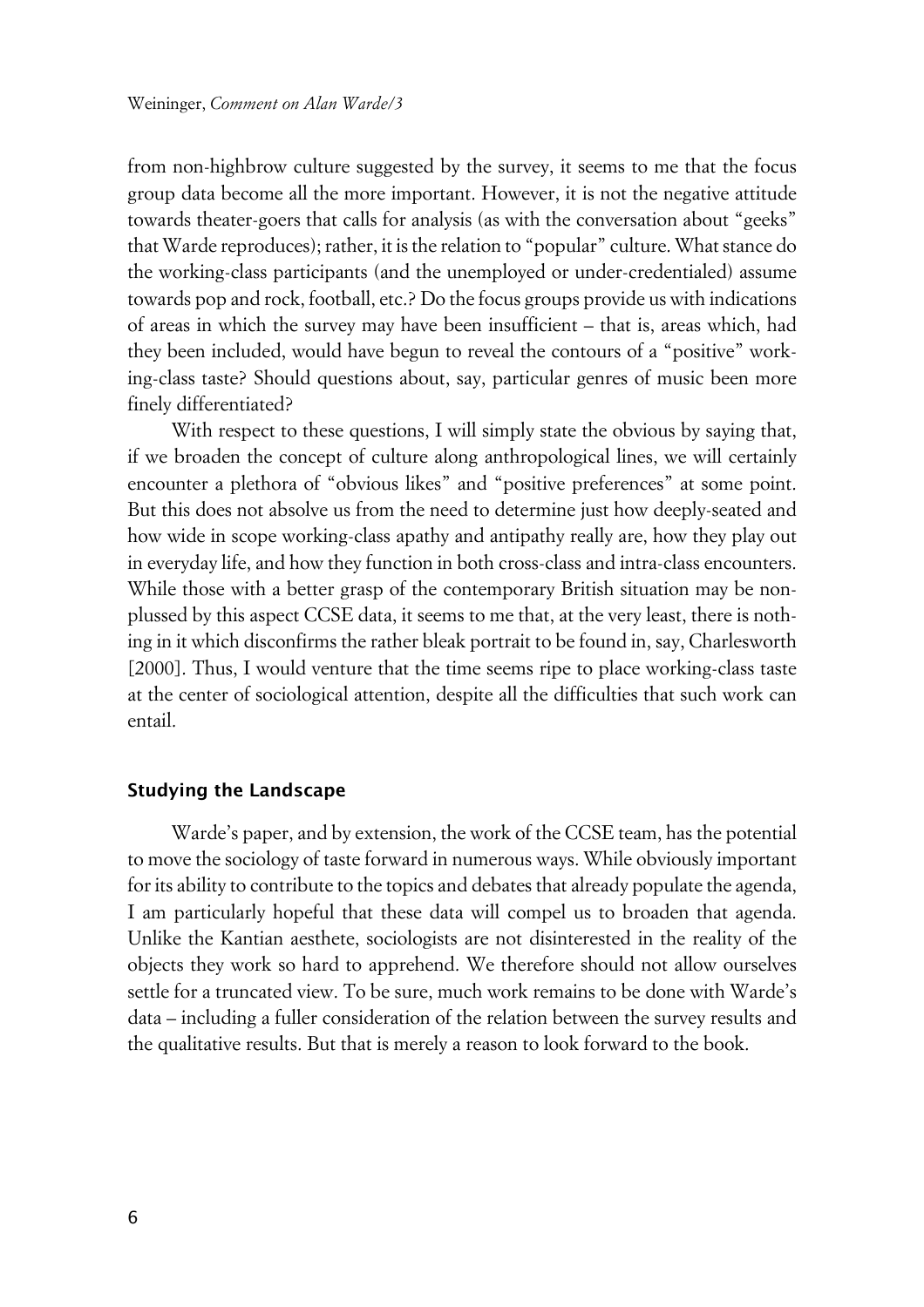from non-highbrow culture suggested by the survey, it seems to me that the focus group data become all the more important. However, it is not the negative attitude towards theater-goers that calls for analysis (as with the conversation about "geeks" that Warde reproduces); rather, it is the relation to "popular" culture. What stance do the working-class participants (and the unemployed or under-credentialed) assume towards pop and rock, football, etc.? Do the focus groups provide us with indications of areas in which the survey may have been insufficient – that is, areas which, had they been included, would have begun to reveal the contours of a "positive" working-class taste? Should questions about, say, particular genres of music been more finely differentiated?

With respect to these questions, I will simply state the obvious by saying that, if we broaden the concept of culture along anthropological lines, we will certainly encounter a plethora of "obvious likes" and "positive preferences" at some point. But this does not absolve us from the need to determine just how deeply-seated and how wide in scope working-class apathy and antipathy really are, how they play out in everyday life, and how they function in both cross-class and intra-class encounters. While those with a better grasp of the contemporary British situation may be non-plussed by this aspect CCSE data, it seems to me that, at the very least, there is nothing in it which disconfirms the rather bleak portrait to be found in, say, Charlesworth [2000]. Thus, I would venture that the time seems ripe to place working-class taste at the center of sociological attention, despite all the difficulties that such work can entail.

## Studying the Landscape

Warde's paper, and by extension, the work of the CCSE team, has the potential to move the sociology of taste forward in numerous ways. While obviously important for its ability to contribute to the topics and debates that already populate the agenda, I am particularly hopeful that these data will compel us to broaden that agenda. Unlike the Kantian aesthete, sociologists are not disinterested in the reality of the objects they work so hard to apprehend. We therefore should not allow ourselves settle for a truncated view. To be sure, much work remains to be done with Warde's data – including a fuller consideration of the relation between the survey results and the qualitative results. But that is merely a reason to look forward to the book.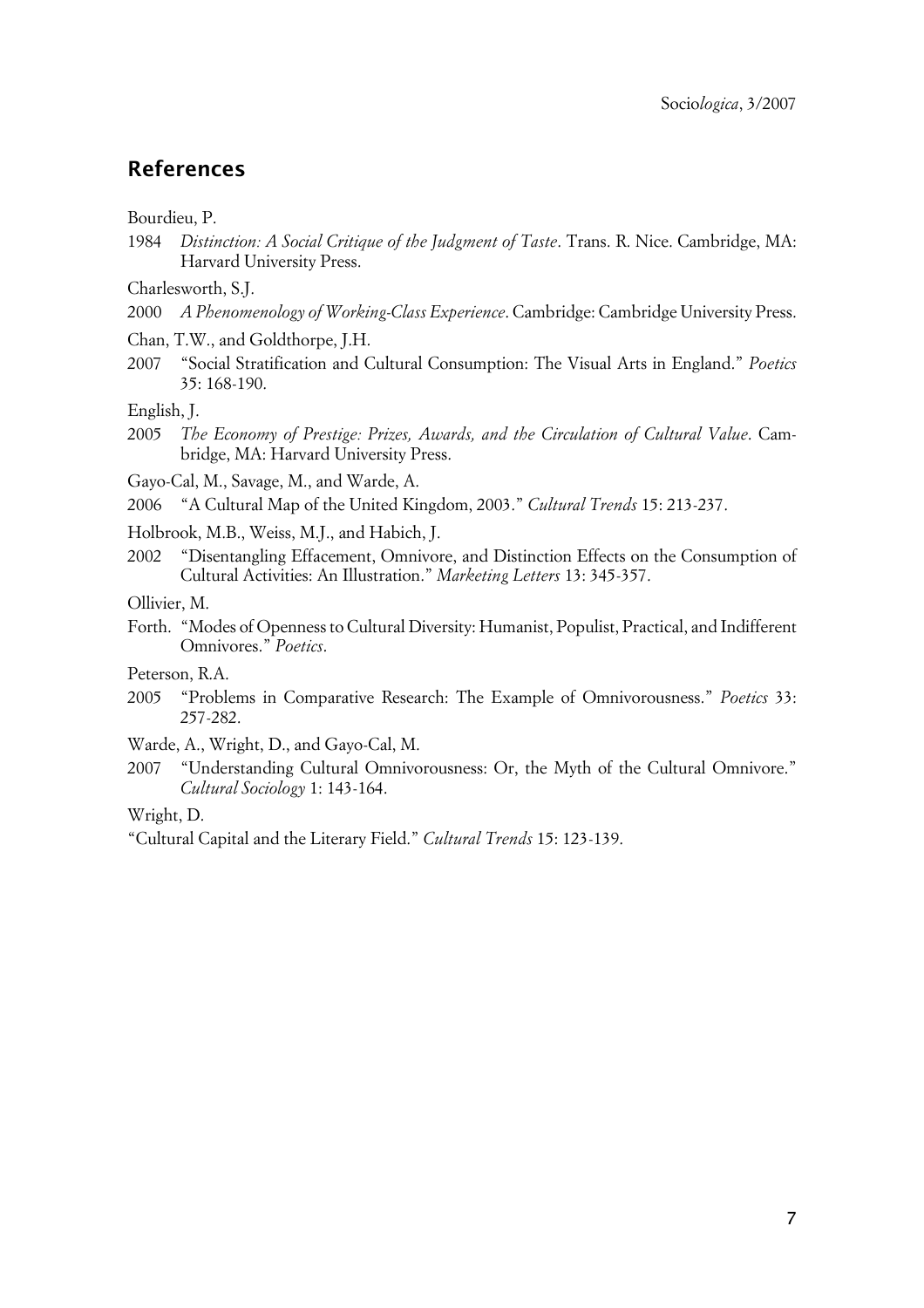## References

Bourdieu, P.

1984 *Distinction: A Social Critique of the Judgment of Taste*. Trans. R. Nice. Cambridge, MA: Harvard University Press.

Charlesworth, S.J.

2000 *A Phenomenology of Working-Class Experience*. Cambridge: Cambridge University Press.

Chan, T.W., and Goldthorpe, J.H.

2007 "Social Stratification and Cultural Consumption: The Visual Arts in England." *Poetics* 35: 168-190.

English, J.

2005 *The Economy of Prestige: Prizes, Awards, and the Circulation of Cultural Value*. Cambridge, MA: Harvard University Press.

Gayo-Cal, M., Savage, M., and Warde, A.

2006 "A Cultural Map of the United Kingdom, 2003." *Cultural Trends* 15: 213-237.

Holbrook, M.B., Weiss, M.J., and Habich, J.

2002 "Disentangling Effacement, Omnivore, and Distinction Effects on the Consumption of Cultural Activities: An Illustration." *Marketing Letters* 13: 345-357.

Ollivier, M.

Forth. "Modes of Openness to Cultural Diversity: Humanist, Populist, Practical, and Indifferent Omnivores." *Poetics*.

Peterson, R.A.

2005 "Problems in Comparative Research: The Example of Omnivorousness." *Poetics* 33: 257-282.

Warde, A., Wright, D., and Gayo-Cal, M.

2007 "Understanding Cultural Omnivorousness: Or, the Myth of the Cultural Omnivore." *Cultural Sociology* 1: 143-164.

Wright, D.

"Cultural Capital and the Literary Field." *Cultural Trends* 15: 123-139.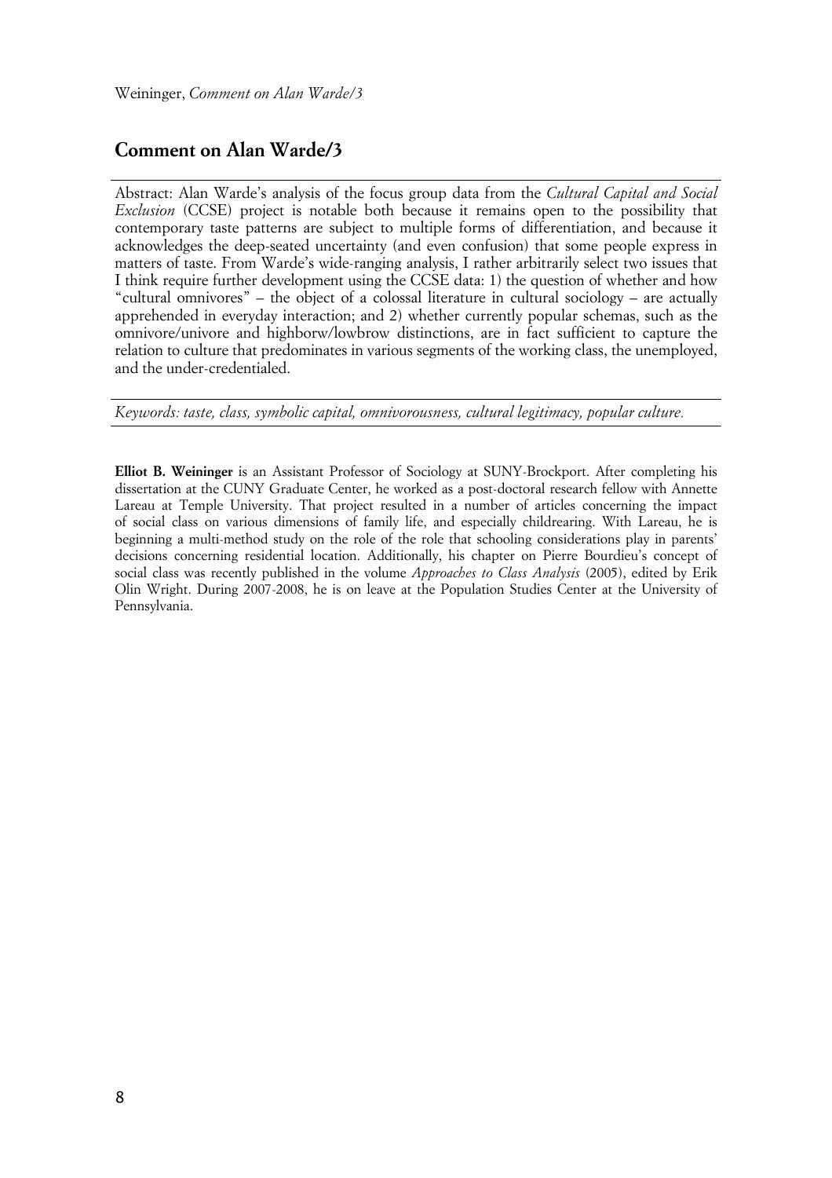## Comment on Alan Warde/3

Abstract: Alan Warde's analysis of the focus group data from the *Cultural Capital and Social Exclusion* (CCSE) project is notable both because it remains open to the possibility that contemporary taste patterns are subject to multiple forms of differentiation, and because it acknowledges the deep-seated uncertainty (and even confusion) that some people express in matters of taste. From Warde's wide-ranging analysis, I rather arbitrarily select two issues that I think require further development using the CCSE data: 1) the question of whether and how "cultural omnivores" – the object of a colossal literature in cultural sociology – are actually apprehended in everyday interaction; and 2) whether currently popular schemas, such as the omnivore/univore and highborw/lowbrow distinctions, are in fact sufficient to capture the relation to culture that predominates in various segments of the working class, the unemployed, and the under-credentialed.

*Keywords: taste, class, symbolic capital, omnivorousness, cultural legitimacy, popular culture.*

**Elliot B. Weininger** is an Assistant Professor of Sociology at SUNY-Brockport. After completing his dissertation at the CUNY Graduate Center, he worked as a post-doctoral research fellow with Annette Lareau at Temple University. That project resulted in a number of articles concerning the impact of social class on various dimensions of family life, and especially childrearing. With Lareau, he is beginning a multi-method study on the role of the role that schooling considerations play in parents' decisions concerning residential location. Additionally, his chapter on Pierre Bourdieu's concept of social class was recently published in the volume *Approaches to Class Analysis* (2005), edited by Erik Olin Wright. During 2007-2008, he is on leave at the Population Studies Center at the University of Pennsylvania.